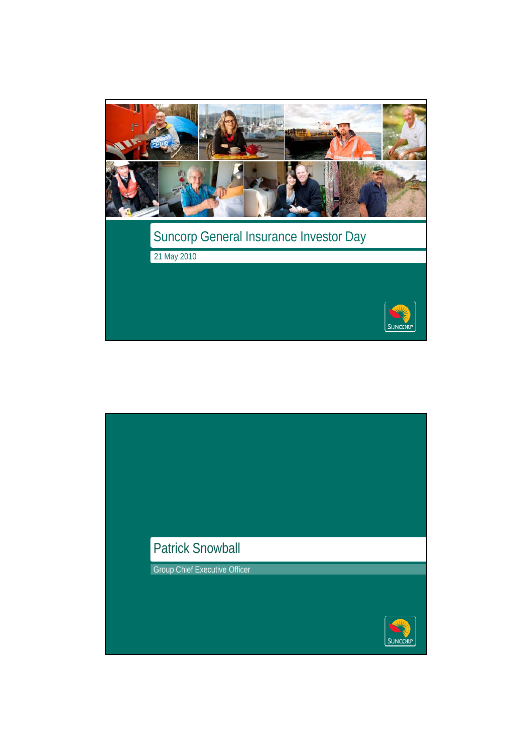# Suncorp General Insurance Investor Day

21 May 2010

## Patrick Snowball

Group Chief Executive Officer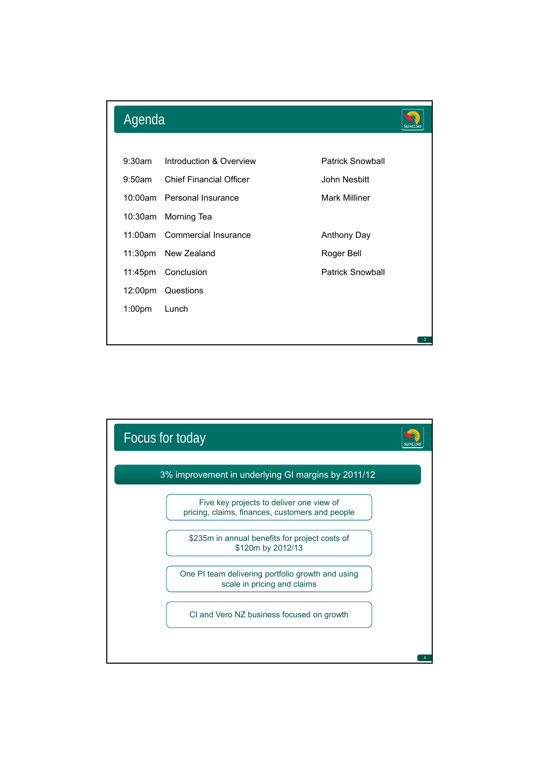## Agenda

| | | |
|---|---|---|
| 9:30am | Introduction & Overview | Patrick Snowball |
| 9:50am | Chief Financial Officer | John Nesbitt |
| 10:00am | Personal Insurance | Mark Milliner |
| 10:30am | Morning Tea | |
| 11:00am | Commercial Insurance | Anthony Day |
| 11:30pm | New Zealand | Roger Bell |
| 11:45pm | Conclusion | Patrick Snowball |
| 12:00pm | Questions | |
| 1:00pm | Lunch | |

## Focus for today

**3% improvement in underlying GI margins by 2011/12**

- Five key projects to deliver one view of pricing, claims, finances, customers and people
- $235m in annual benefits for project costs of $120m by 2012/13
- One PI team delivering portfolio growth and using scale in pricing and claims
- CI and Vero NZ business focused on growth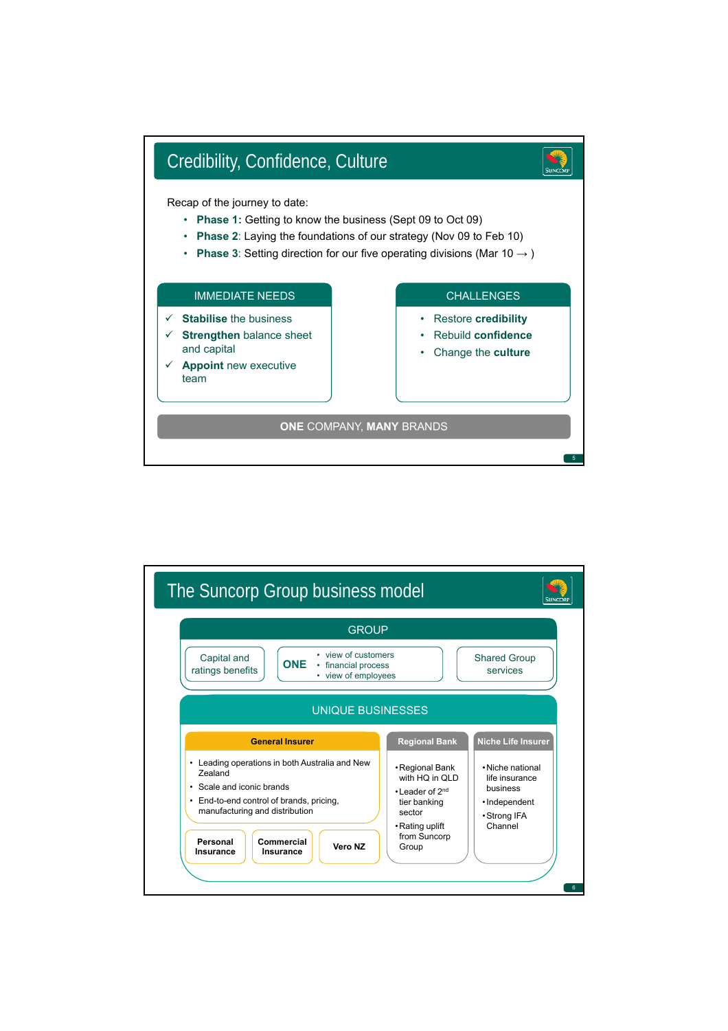# Credibility, Confidence, Culture

Recap of the journey to date:

- **Phase 1:** Getting to know the business (Sept 09 to Oct 09)
- **Phase 2**: Laying the foundations of our strategy (Nov 09 to Feb 10)
- **Phase 3**: Setting direction for our five operating divisions (Mar 10 → )

## IMMEDIATE NEEDS

- ✓ **Stabilise** the business
- ✓ **Strengthen** balance sheet and capital
- ✓ **Appoint** new executive team

## CHALLENGES

- Restore **credibility**
- Rebuild **confidence**
- Change the **culture**

**ONE** COMPANY, **MANY** BRANDS

# The Suncorp Group business model

## GROUP

- Capital and ratings benefits
- **ONE**
  - view of customers
  - financial process
  - view of employees
- Shared Group services

## UNIQUE BUSINESSES

### General Insurer

- Leading operations in both Australia and New Zealand
- Scale and iconic brands
- End-to-end control of brands, pricing, manufacturing and distribution

**Personal Insurance** | **Commercial Insurance** | **Vero NZ**

### Regional Bank

- Regional Bank with HQ in QLD
- Leader of 2nd tier banking sector
- Rating uplift from Suncorp Group

### Niche Life Insurer

- Niche national life insurance business
- Independent
- Strong IFA Channel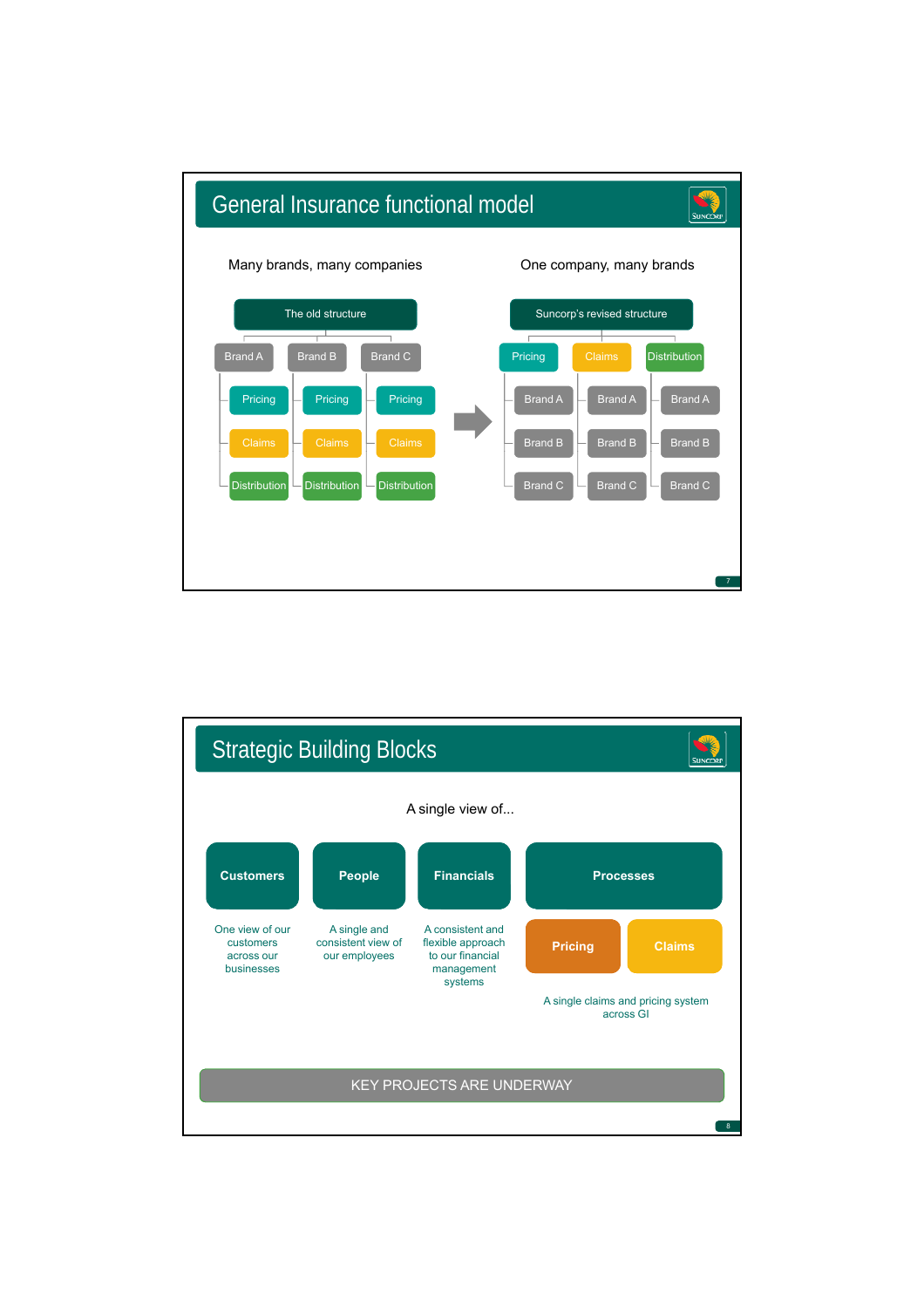## General Insurance functional model

**Many brands, many companies**

The old structure

- Brand A
  - Pricing
  - Claims
  - Distribution
- Brand B
  - Pricing
  - Claims
  - Distribution
- Brand C
  - Pricing
  - Claims
  - Distribution

**One company, many brands**

Suncorp's revised structure

- Pricing
  - Brand A
  - Brand B
  - Brand C
- Claims
  - Brand A
  - Brand B
  - Brand C
- Distribution
  - Brand A
  - Brand B
  - Brand C

## Strategic Building Blocks

A single view of...

**Customers**

One view of our customers across our businesses

**People**

A single and consistent view of our employees

**Financials**

A consistent and flexible approach to our financial management systems

**Processes**

**Pricing** | **Claims**

A single claims and pricing system across GI

KEY PROJECTS ARE UNDERWAY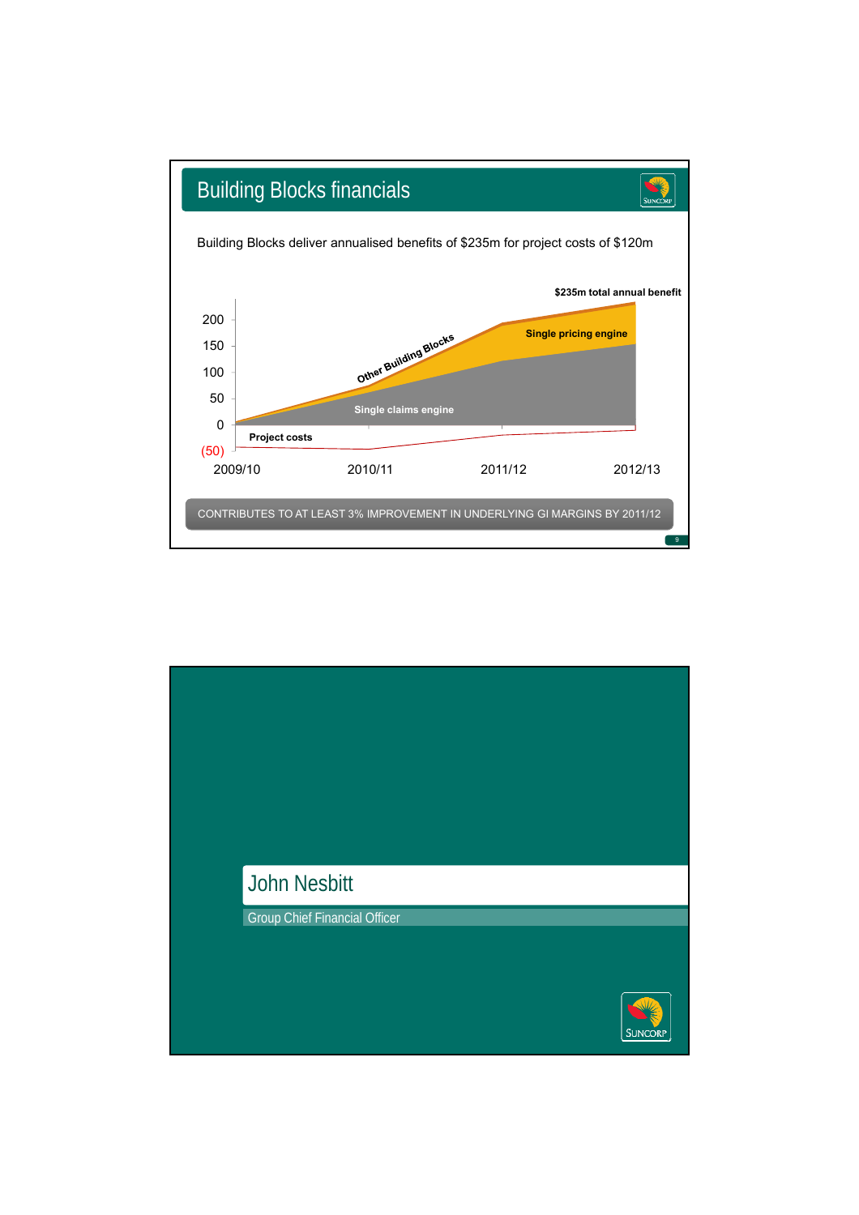## Building Blocks financials

Building Blocks deliver annualised benefits of $235m for project costs of $120m

$235m total annual benefit

Single pricing engine

Other Building Blocks

Single claims engine

Project costs

200
150
100
50
0
(50)

2009/10 2010/11 2011/12 2012/13

CONTRIBUTES TO AT LEAST 3% IMPROVEMENT IN UNDERLYING GI MARGINS BY 2011/12

## John Nesbitt

Group Chief Financial Officer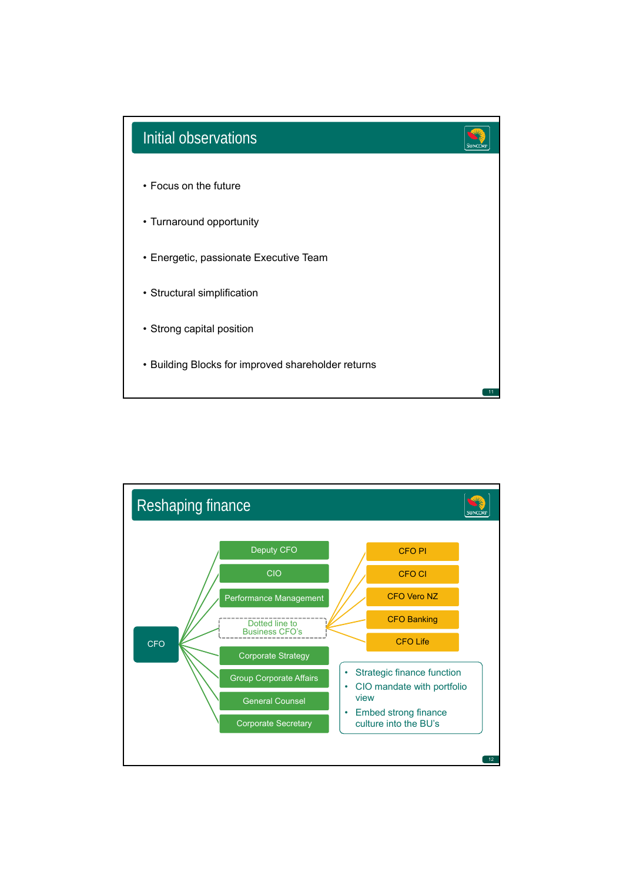## Initial observations

- Focus on the future
- Turnaround opportunity
- Energetic, passionate Executive Team
- Structural simplification
- Strong capital position
- Building Blocks for improved shareholder returns

## Reshaping finance

CFO

- Deputy CFO
- CIO
- Performance Management
- Dotted line to Business CFO's
  - CFO PI
  - CFO CI
  - CFO Vero NZ
  - CFO Banking
  - CFO Life
- Corporate Strategy
- Group Corporate Affairs
- General Counsel
- Corporate Secretary

- Strategic finance function
- CIO mandate with portfolio view
- Embed strong finance culture into the BU's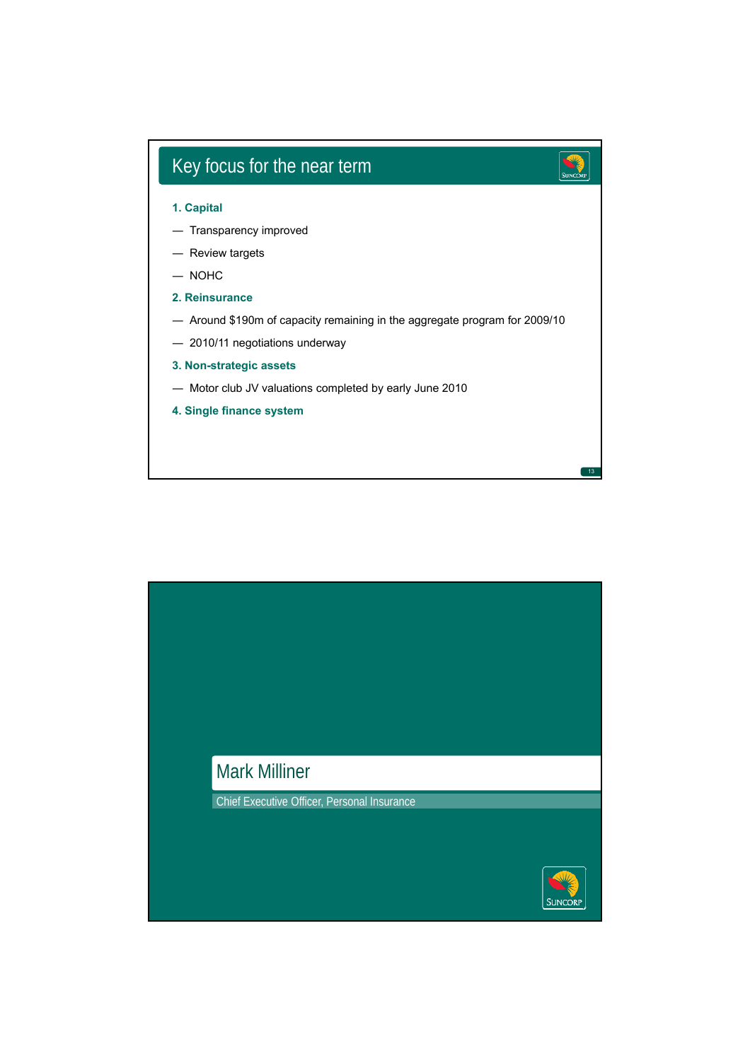# Key focus for the near term

**1. Capital**

- Transparency improved
- Review targets
- NOHC

**2. Reinsurance**

- Around $190m of capacity remaining in the aggregate program for 2009/10
- 2010/11 negotiations underway

**3. Non-strategic assets**

- Motor club JV valuations completed by early June 2010

**4. Single finance system**

# Mark Milliner

Chief Executive Officer, Personal Insurance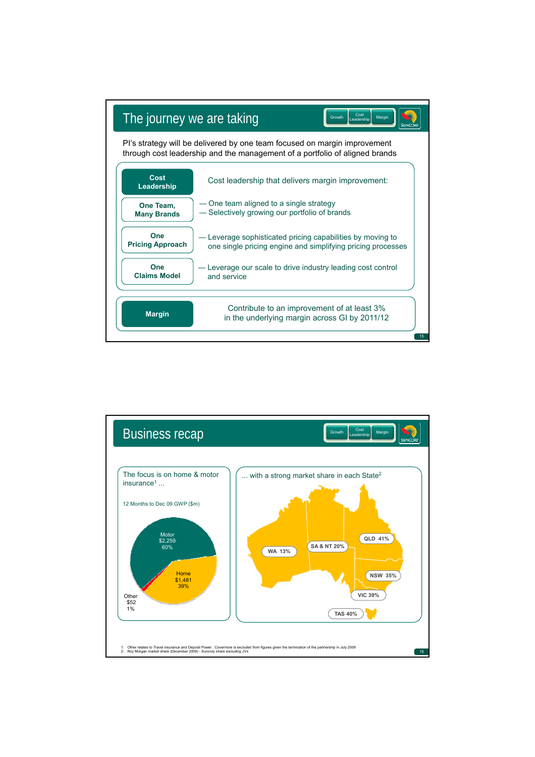# The journey we are taking

PI's strategy will be delivered by one team focused on margin improvement through cost leadership and the management of a portfolio of aligned brands

**Cost Leadership**

Cost leadership that delivers margin improvement:

**One Team, Many Brands**

- One team aligned to a single strategy
- Selectively growing our portfolio of brands

**One Pricing Approach**

- Leverage sophisticated pricing capabilities by moving to one single pricing engine and simplifying pricing processes

**One Claims Model**

- Leverage our scale to drive industry leading cost control and service

**Margin**

Contribute to an improvement of at least 3% in the underlying margin across GI by 2011/12

# Business recap

The focus is on home & motor insurance[1] ...

12 Months to Dec 09 GWP ($m)

| Segment | GWP ($m) | Share |
| --- | --- | --- |
| Motor | $2,259 | 60% |
| Home | $1,481 | 39% |
| Other | $52 | 1% |

... with a strong market share in each State[2]

| State | Market share |
| --- | --- |
| WA | 13% |
| SA & NT | 20% |
| QLD | 41% |
| NSW | 35% |
| VIC | 39% |
| TAS | 40% |

1: Other relates to Travel insurance and Deposit Power . Covermore is excluded from figures given the termination of the partnership in July 2009
2: Roy Morgan market share (December 2009) - Suncorp share excluding JVs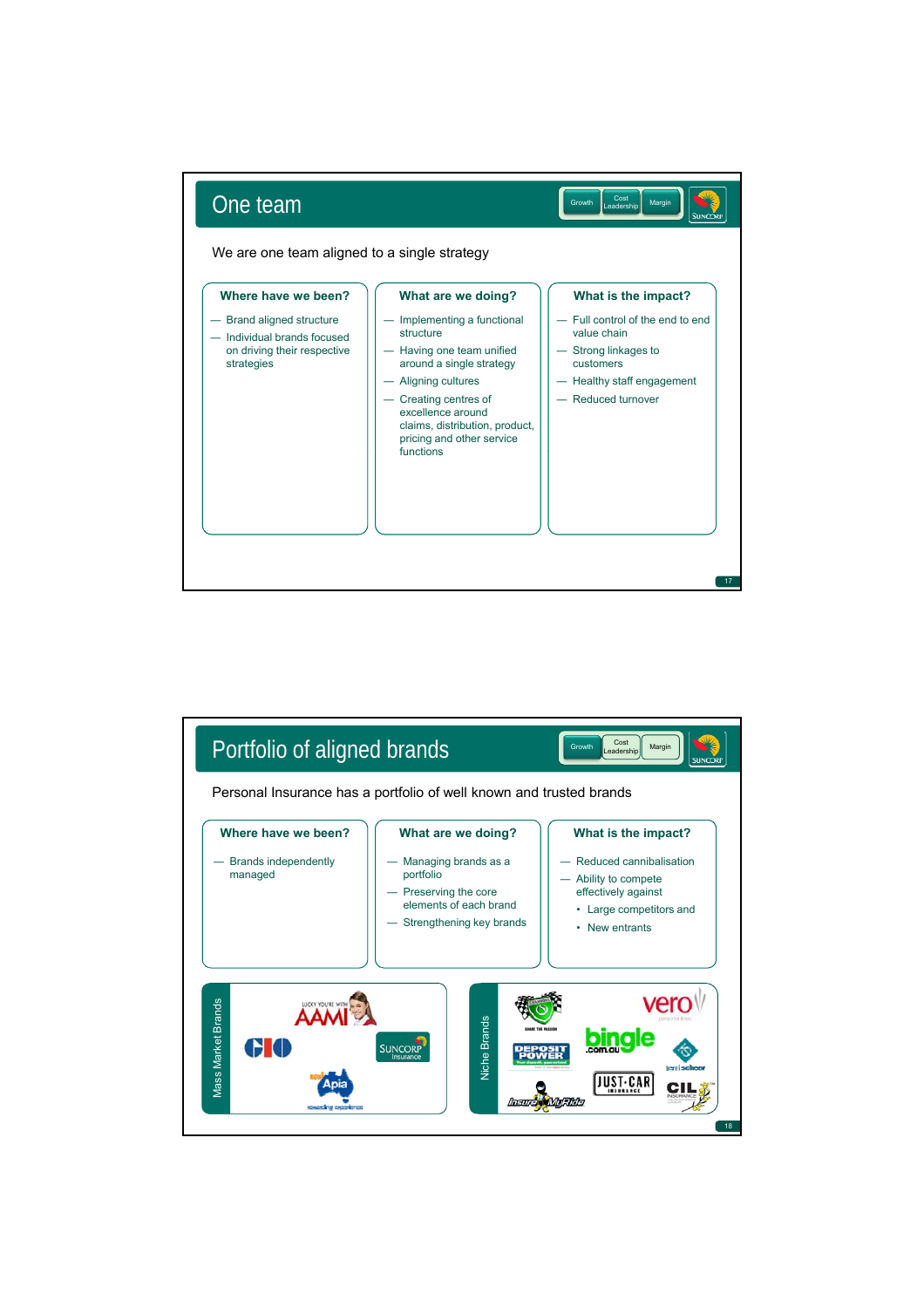# One team

We are one team aligned to a single strategy

### Where have we been?

- Brand aligned structure
- Individual brands focused on driving their respective strategies

### What are we doing?

- Implementing a functional structure
- Having one team unified around a single strategy
- Aligning cultures
- Creating centres of excellence around claims, distribution, product, pricing and other service functions

### What is the impact?

- Full control of the end to end value chain
- Strong linkages to customers
- Healthy staff engagement
- Reduced turnover

# Portfolio of aligned brands

Personal Insurance has a portfolio of well known and trusted brands

### Where have we been?

- Brands independently managed

### What are we doing?

- Managing brands as a portfolio
- Preserving the core elements of each brand
- Strengthening key brands

### What is the impact?

- Reduced cannibalisation
- Ability to compete effectively against
  - Large competitors and
  - New entrants

**Mass Market Brands:** AAMI, GIO, Suncorp Insurance, Apia

**Niche Brands:** Shannons, Vero, bingle, Deposit Power, Terri Scheer, Just Car Insurance, CIL Insurance, InsureMyRide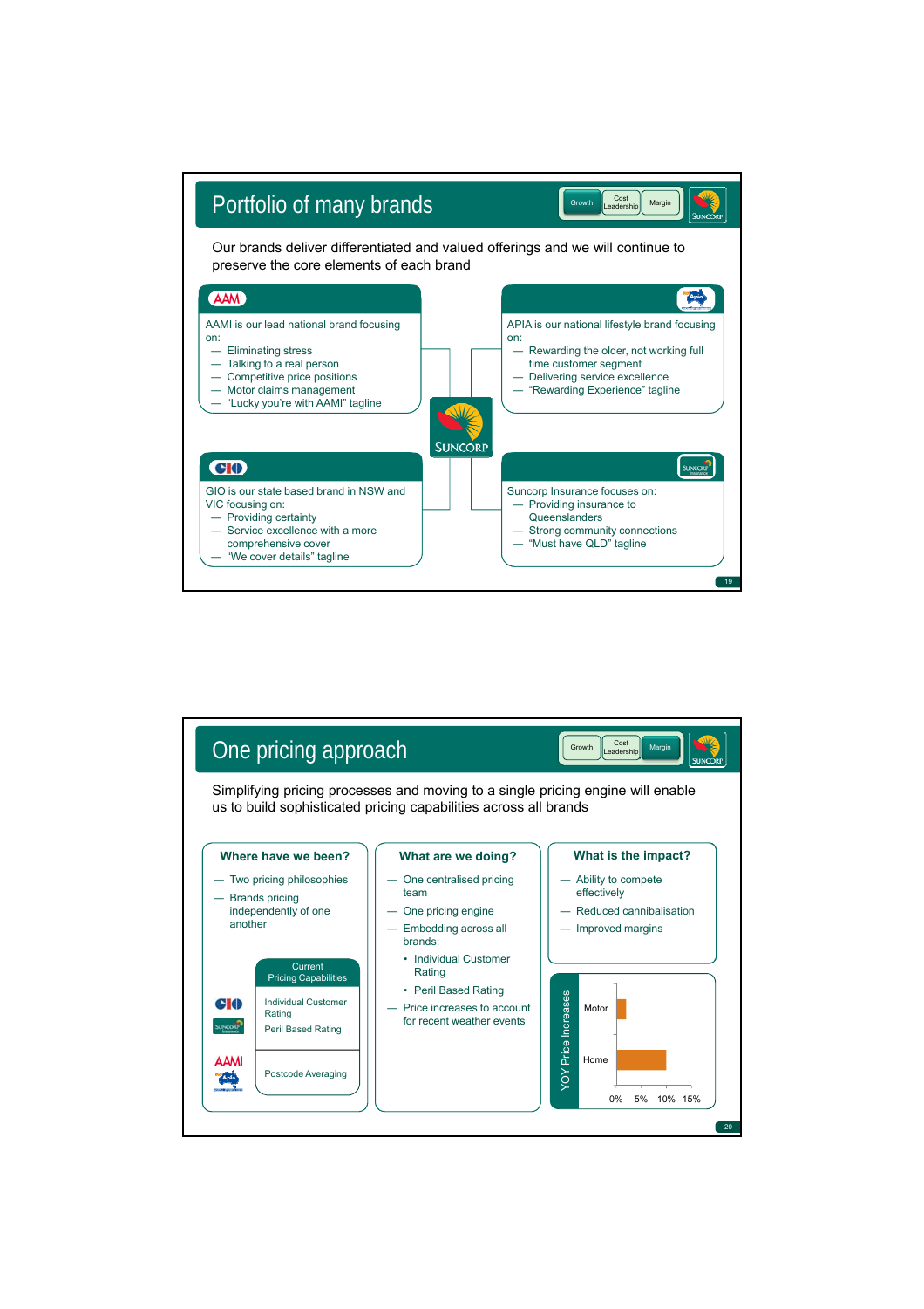# Portfolio of many brands

Growth | Cost Leadership | Margin

Our brands deliver differentiated and valued offerings and we will continue to preserve the core elements of each brand

**AAMI**

AAMI is our lead national brand focusing on:

- Eliminating stress
- Talking to a real person
- Competitive price positions
- Motor claims management
- "Lucky you're with AAMI" tagline

**APIA**

APIA is our national lifestyle brand focusing on:

- Rewarding the older, not working full time customer segment
- Delivering service excellence
- "Rewarding Experience" tagline

**GIO**

GIO is our state based brand in NSW and VIC focusing on:

- Providing certainty
- Service excellence with a more comprehensive cover
- "We cover details" tagline

**Suncorp Insurance**

Suncorp Insurance focuses on:

- Providing insurance to Queenslanders
- Strong community connections
- "Must have QLD" tagline

# One pricing approach

Growth | Cost Leadership | Margin

Simplifying pricing processes and moving to a single pricing engine will enable us to build sophisticated pricing capabilities across all brands

## Where have we been?

- Two pricing philosophies
- Brands pricing independently of one another

| Brands | Current Pricing Capabilities |
|---|---|
| GIO, Suncorp Insurance | Individual Customer Rating; Peril Based Rating |
| AAMI, APIA | Postcode Averaging |

## What are we doing?

- One centralised pricing team
- One pricing engine
- Embedding across all brands:
  - Individual Customer Rating
  - Peril Based Rating
- Price increases to account for recent weather events

## What is the impact?

- Ability to compete effectively
- Reduced cannibalisation
- Improved margins

YOY Price Increases (chart: Motor, Home; axis 0%, 5%, 10%, 15%)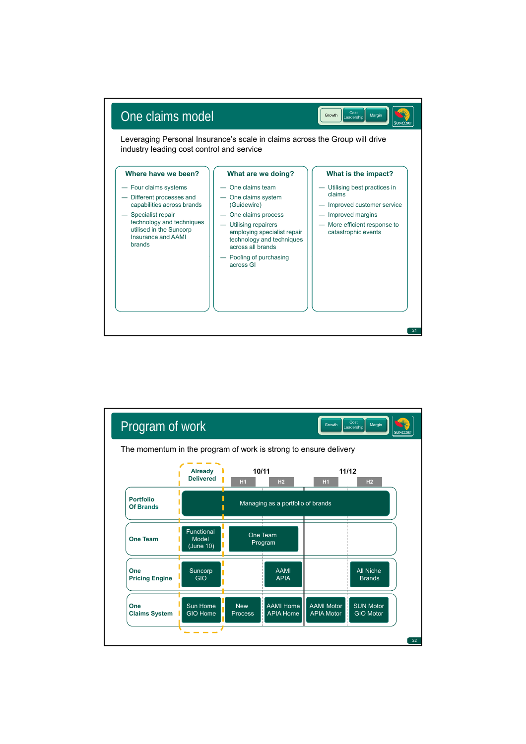# One claims model

Growth | Cost Leadership | Margin

Leveraging Personal Insurance's scale in claims across the Group will drive industry leading cost control and service

### Where have we been?

- Four claims systems
- Different processes and capabilities across brands
- Specialist repair technology and techniques utilised in the Suncorp Insurance and AAMI brands

### What are we doing?

- One claims team
- One claims system (Guidewire)
- One claims process
- Utilising repairers employing specialist repair technology and techniques across all brands
- Pooling of purchasing across GI

### What is the impact?

- Utilising best practices in claims
- Improved customer service
- Improved margins
- More efficient response to catastrophic events

# Program of work

Growth | Cost Leadership | Margin

The momentum in the program of work is strong to ensure delivery

| | Already Delivered | 10/11 H1 | 10/11 H2 | 11/12 H1 | 11/12 H2 |
|---|---|---|---|---|---|
| **Portfolio Of Brands** | Managing as a portfolio of brands | | | | |
| **One Team** | Functional Model (June 10) | One Team Program | | | |
| **One Pricing Engine** | Suncorp GIO | | AAMI APIA | | All Niche Brands |
| **One Claims System** | Sun Home GIO Home | New Process | AAMI Home APIA Home | AAMI Motor APIA Motor | SUN Motor GIO Motor |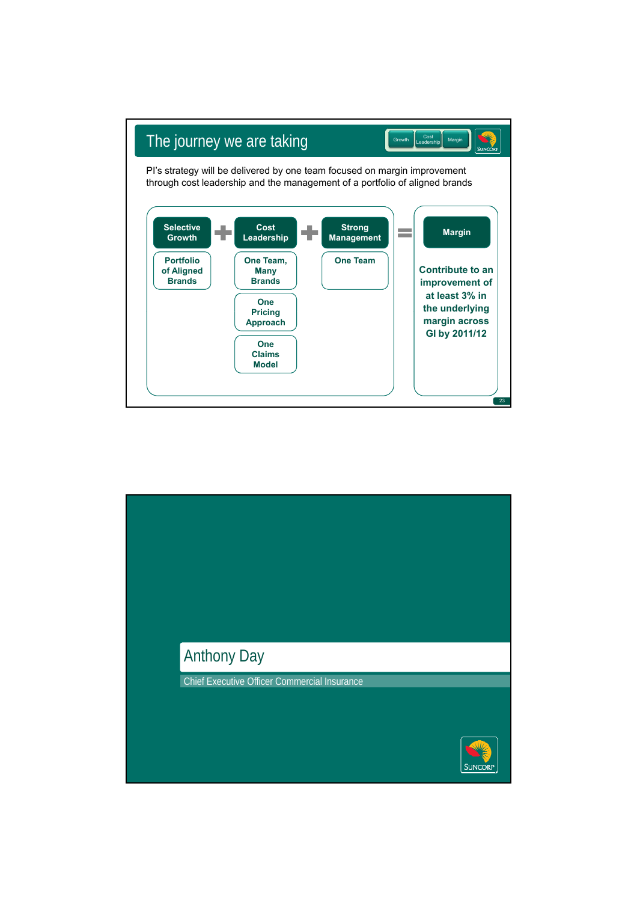## The journey we are taking

PI's strategy will be delivered by one team focused on margin improvement through cost leadership and the management of a portfolio of aligned brands

**Selective Growth** + **Cost Leadership** + **Strong Management** = **Margin**

- **Selective Growth**
  - Portfolio of Aligned Brands
- **Cost Leadership**
  - One Team, Many Brands
  - One Pricing Approach
  - One Claims Model
- **Strong Management**
  - One Team
- **Margin**
  - Contribute to an improvement of at least 3% in the underlying margin across GI by 2011/12

---

## Anthony Day

Chief Executive Officer Commercial Insurance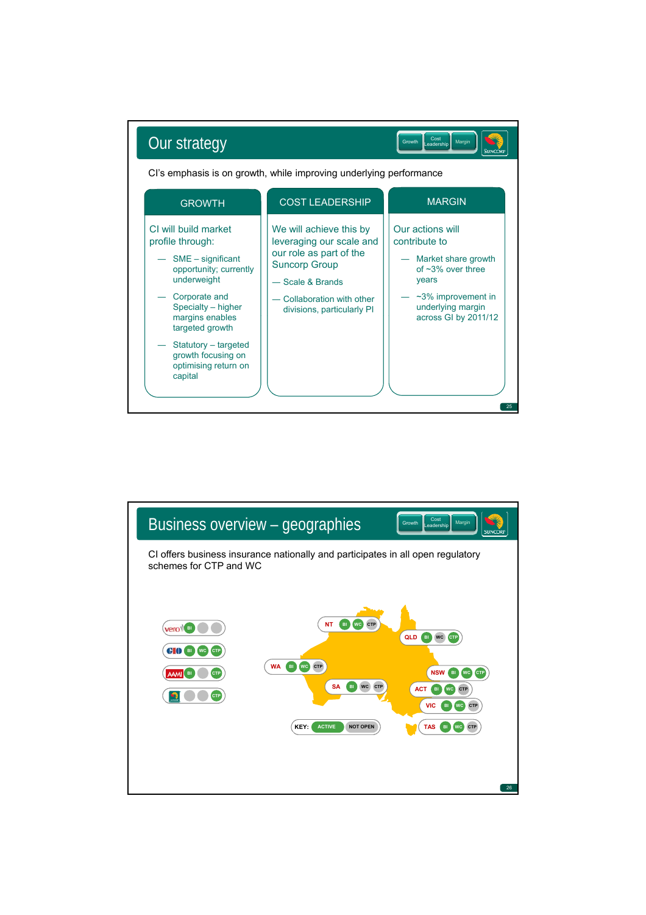# Our strategy

CI's emphasis is on growth, while improving underlying performance

## GROWTH

CI will build market profile through:

- SME – significant opportunity; currently underweight
- Corporate and Specialty – higher margins enables targeted growth
- Statutory – targeted growth focusing on optimising return on capital

## COST LEADERSHIP

We will achieve this by leveraging our scale and our role as part of the Suncorp Group

- Scale & Brands
- Collaboration with other divisions, particularly PI

## MARGIN

Our actions will contribute to

- Market share growth of ~3% over three years
- ~3% improvement in underlying margin across GI by 2011/12

# Business overview – geographies

CI offers business insurance nationally and participates in all open regulatory schemes for CTP and WC

| Brand | BI | WC | CTP |
|---|---|---|---|
| Vero | ACTIVE | NOT OPEN | NOT OPEN |
| GIO | ACTIVE | ACTIVE | ACTIVE |
| AAMI | ACTIVE | NOT OPEN | ACTIVE |
| Suncorp | NOT OPEN | NOT OPEN | ACTIVE |

| State | BI | WC | CTP |
|---|---|---|---|
| NT | ACTIVE | ACTIVE | NOT OPEN |
| QLD | ACTIVE | NOT OPEN | ACTIVE |
| WA | ACTIVE | ACTIVE | NOT OPEN |
| SA | ACTIVE | NOT OPEN | NOT OPEN |
| NSW | ACTIVE | ACTIVE | ACTIVE |
| ACT | ACTIVE | ACTIVE | NOT OPEN |
| VIC | ACTIVE | ACTIVE | NOT OPEN |
| TAS | ACTIVE | ACTIVE | NOT OPEN |

KEY: ACTIVE / NOT OPEN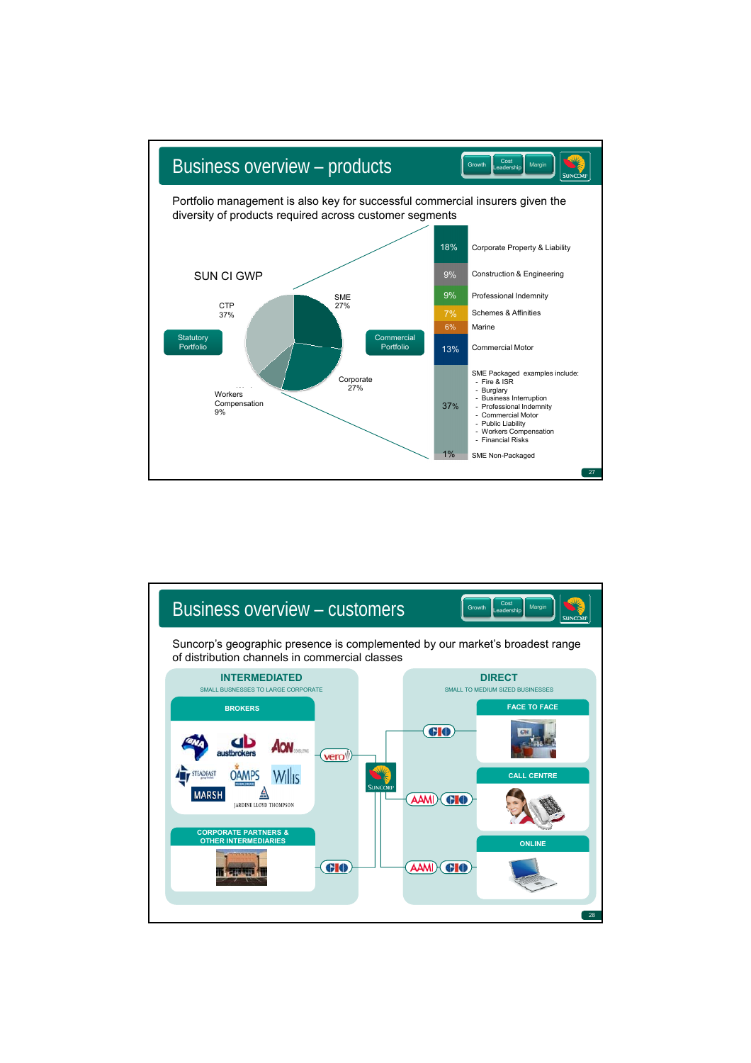# Business overview – products

Growth | Cost Leadership | Margin

Portfolio management is also key for successful commercial insurers given the diversity of products required across customer segments

## SUN CI GWP

**Statutory Portfolio**
- CTP 37%
- Workers Compensation 9%

**Commercial Portfolio**
- SME 27%
- Corporate 27%

| % | Product |
|---|---|
| 18% | Corporate Property & Liability |
| 9% | Construction & Engineering |
| 9% | Professional Indemnity |
| 7% | Schemes & Affinities |
| 6% | Marine |
| 13% | Commercial Motor |
| 37% | SME Packaged examples include: - Fire & ISR - Burglary - Business Interruption - Professional Indemnity - Commercial Motor - Public Liability - Workers Compensation - Financial Risks |
| 1% | SME Non-Packaged |

# Business overview – customers

Growth | Cost Leadership | Margin

Suncorp's geographic presence is complemented by our market's broadest range of distribution channels in commercial classes

## INTERMEDIATED

SMALL BUSINESSES TO LARGE CORPORATE

### BROKERS

CGU/NA, austbrokers, AON, STEADFAST, OAMPS, Willis, MARSH, JARDINE LLOYD THOMPSON → vero

### CORPORATE PARTNERS & OTHER INTERMEDIARIES

→ GIO

## DIRECT

SMALL TO MEDIUM SIZED BUSINESSES

### FACE TO FACE

GIO

### CALL CENTRE

AAMI, GIO

### ONLINE

AAMI, GIO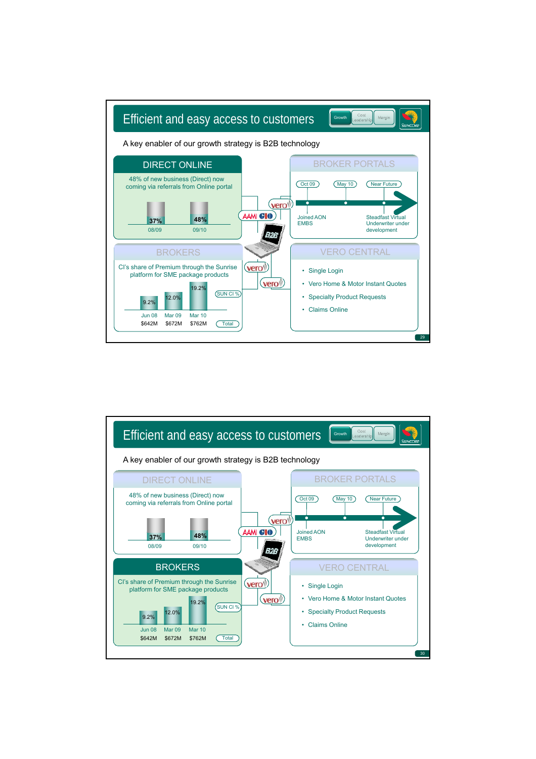# Efficient and easy access to customers

Growth | Cost Leadership | Margin

A key enabler of our growth strategy is B2B technology

## DIRECT ONLINE

48% of new business (Direct) now coming via referrals from Online portal

| 08/09 | 09/10 |
|---|---|
| 37% | 48% |

## BROKER PORTALS

- Oct 09 – Joined AON EMBS
- May 10
- Near Future – Steadfast Virtual Underwriter under development

## BROKERS

CI's share of Premium through the Sunrise platform for SME package products

| | Jun 08 | Mar 09 | Mar 10 |
|---|---|---|---|
| SUN CI % | 9.2% | 12.0% | 19.2% |
| Total | $642M | $672M | $762M |

## VERO CENTRAL

- Single Login
- Vero Home & Motor Instant Quotes
- Specialty Product Requests
- Claims Online

---

# Efficient and easy access to customers

Growth | Cost Leadership | Margin

A key enabler of our growth strategy is B2B technology

## DIRECT ONLINE

48% of new business (Direct) now coming via referrals from Online portal

| 08/09 | 09/10 |
|---|---|
| 37% | 48% |

## BROKER PORTALS

- Oct 09 – Joined AON EMBS
- May 10
- Near Future – Steadfast Virtual Underwriter under development

## BROKERS

CI's share of Premium through the Sunrise platform for SME package products

| | Jun 08 | Mar 09 | Mar 10 |
|---|---|---|---|
| SUN CI % | 9.2% | 12.0% | 19.2% |
| Total | $642M | $672M | $762M |

## VERO CENTRAL

- Single Login
- Vero Home & Motor Instant Quotes
- Specialty Product Requests
- Claims Online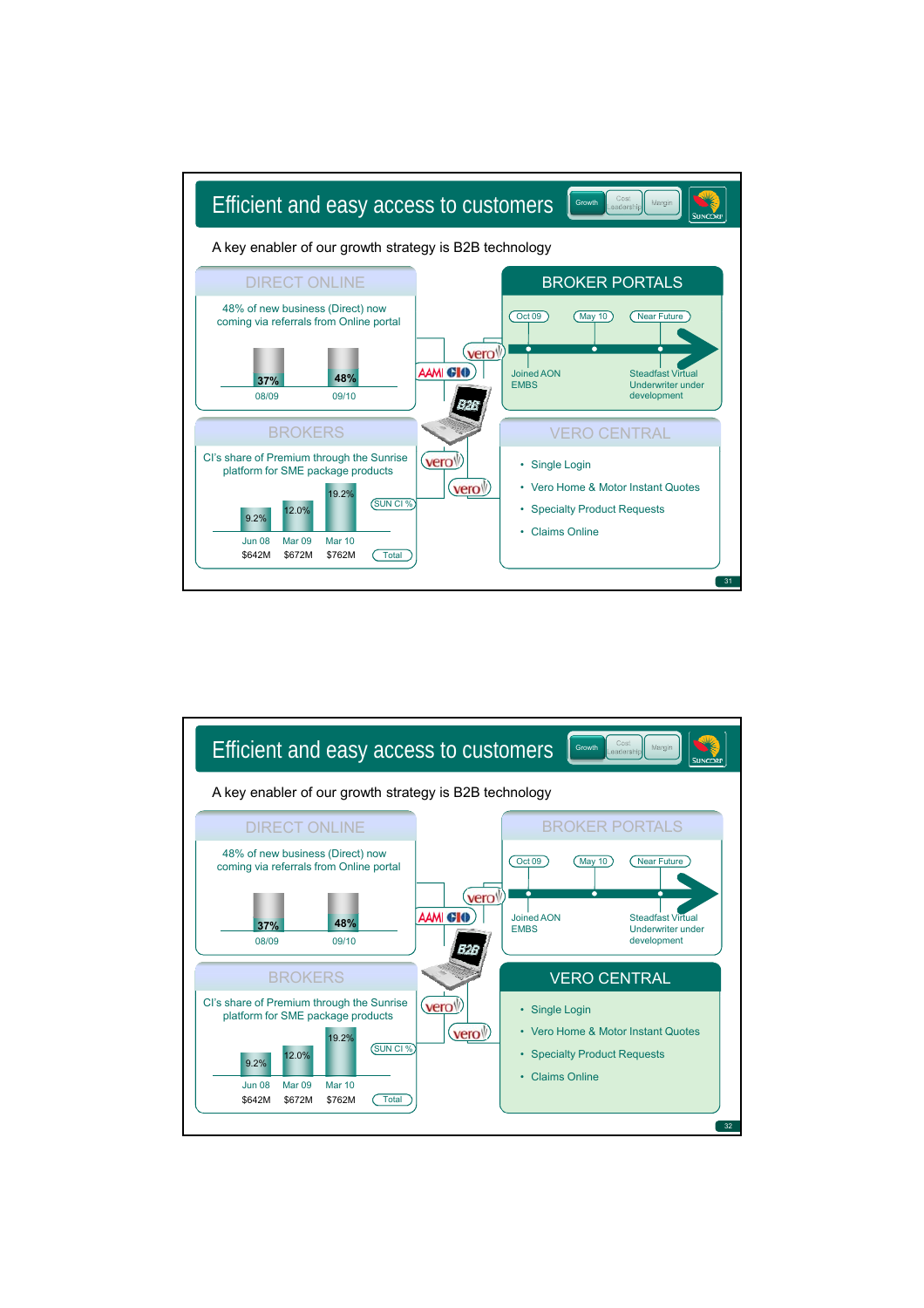## Efficient and easy access to customers

Growth | Cost Leadership | Margin

A key enabler of our growth strategy is B2B technology

### DIRECT ONLINE

48% of new business (Direct) now coming via referrals from Online portal

| 08/09 | 09/10 |
|---|---|
| 37% | 48% |

### BROKER PORTALS

- Oct 09 — Joined AON EMBS
- May 10
- Near Future — Steadfast Virtual Underwriter under development

### BROKERS

CI's share of Premium through the Sunrise platform for SME package products

| | Jun 08 | Mar 09 | Mar 10 |
|---|---|---|---|
| SUN CI % | 9.2% | 12.0% | 19.2% |
| Total | $642M | $672M | $762M |

### VERO CENTRAL

- Single Login
- Vero Home & Motor Instant Quotes
- Specialty Product Requests
- Claims Online

---

## Efficient and easy access to customers

Growth | Cost Leadership | Margin

A key enabler of our growth strategy is B2B technology

### DIRECT ONLINE

48% of new business (Direct) now coming via referrals from Online portal

| 08/09 | 09/10 |
|---|---|
| 37% | 48% |

### BROKER PORTALS

- Oct 09 — Joined AON EMBS
- May 10
- Near Future — Steadfast Virtual Underwriter under development

### BROKERS

CI's share of Premium through the Sunrise platform for SME package products

| | Jun 08 | Mar 09 | Mar 10 |
|---|---|---|---|
| SUN CI % | 9.2% | 12.0% | 19.2% |
| Total | $642M | $672M | $762M |

### VERO CENTRAL

- Single Login
- Vero Home & Motor Instant Quotes
- Specialty Product Requests
- Claims Online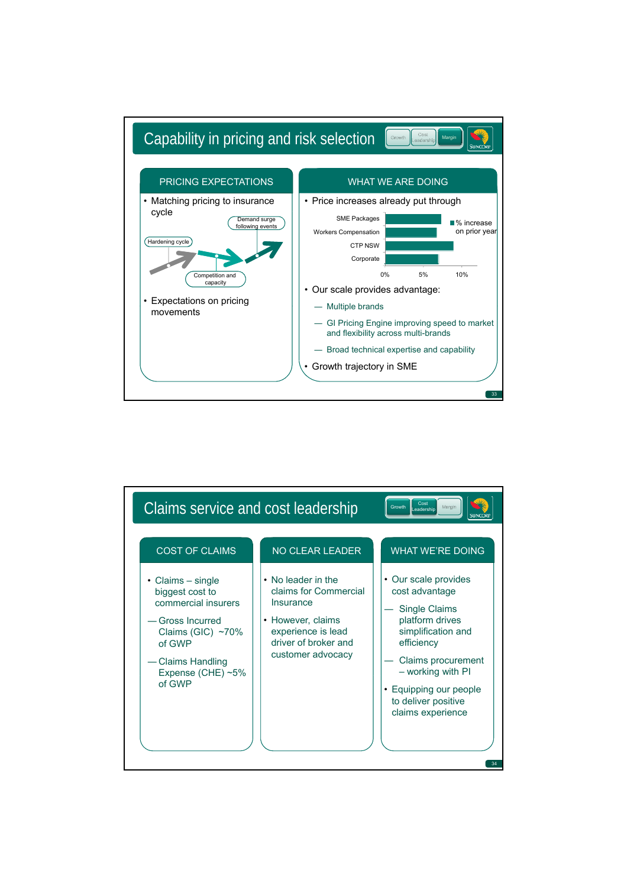## Capability in pricing and risk selection

### PRICING EXPECTATIONS

- Matching pricing to insurance cycle

Hardening cycle — Competition and capacity — Demand surge following events

- Expectations on pricing movements

### WHAT WE ARE DOING

- Price increases already put through

% increase on prior year

| | |
|---|---|
| SME Packages | |
| Workers Compensation | |
| CTP NSW | |
| Corporate | |

0% 5% 10%

- Our scale provides advantage:
  - Multiple brands
  - GI Pricing Engine improving speed to market and flexibility across multi-brands
  - Broad technical expertise and capability
- Growth trajectory in SME

## Claims service and cost leadership

### COST OF CLAIMS

- Claims – single biggest cost to commercial insurers
  - Gross Incurred Claims (GIC) ~70% of GWP
  - Claims Handling Expense (CHE) ~5% of GWP

### NO CLEAR LEADER

- No leader in the claims for Commercial Insurance
- However, claims experience is lead driver of broker and customer advocacy

### WHAT WE'RE DOING

- Our scale provides cost advantage
  - Single Claims platform drives simplification and efficiency
  - Claims procurement – working with PI
- Equipping our people to deliver positive claims experience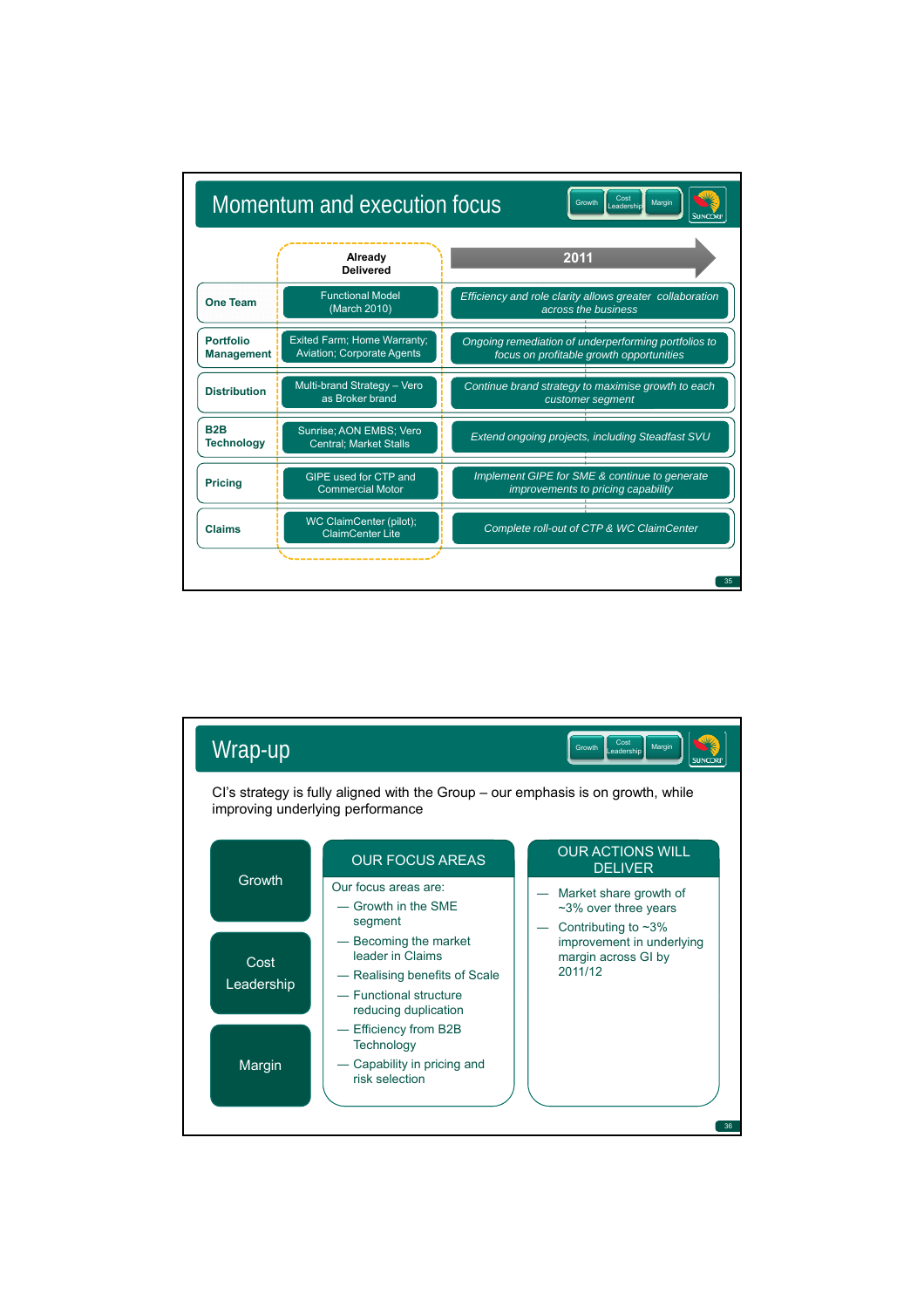# Momentum and execution focus

Growth | Cost Leadership | Margin

| | Already Delivered | 2011 |
|---|---|---|
| **One Team** | Functional Model (March 2010) | *Efficiency and role clarity allows greater collaboration across the business* |
| **Portfolio Management** | Exited Farm; Home Warranty; Aviation; Corporate Agents | *Ongoing remediation of underperforming portfolios to focus on profitable growth opportunities* |
| **Distribution** | Multi-brand Strategy – Vero as Broker brand | *Continue brand strategy to maximise growth to each customer segment* |
| **B2B Technology** | Sunrise; AON EMBS; Vero Central; Market Stalls | *Extend ongoing projects, including Steadfast SVU* |
| **Pricing** | GIPE used for CTP and Commercial Motor | *Implement GIPE for SME & continue to generate improvements to pricing capability* |
| **Claims** | WC ClaimCenter (pilot); ClaimCenter Lite | *Complete roll-out of CTP & WC ClaimCenter* |

# Wrap-up

Growth | Cost Leadership | Margin

CI's strategy is fully aligned with the Group – our emphasis is on growth, while improving underlying performance

- Growth
- Cost Leadership
- Margin

## OUR FOCUS AREAS

Our focus areas are:

- Growth in the SME segment
- Becoming the market leader in Claims
- Realising benefits of Scale
- Functional structure reducing duplication
- Efficiency from B2B Technology
- Capability in pricing and risk selection

## OUR ACTIONS WILL DELIVER

- Market share growth of ~3% over three years
- Contributing to ~3% improvement in underlying margin across GI by 2011/12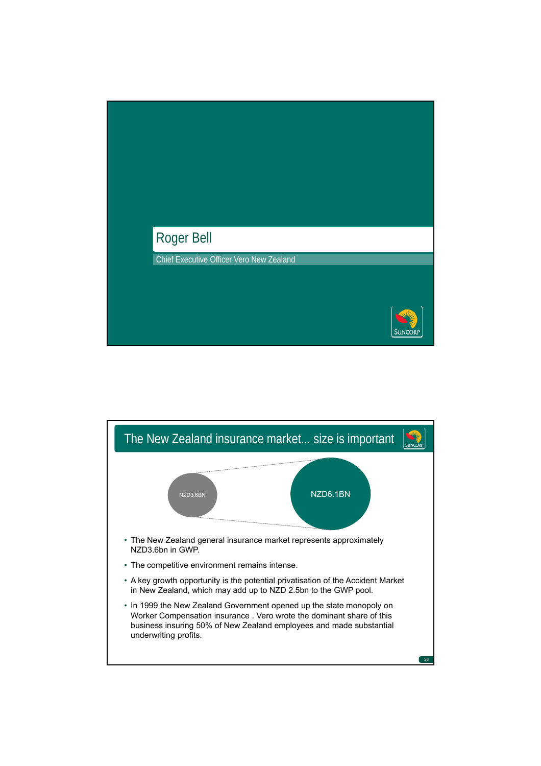# Roger Bell

Chief Executive Officer Vero New Zealand

## The New Zealand insurance market... size is important

NZD3.6BN

NZD6.1BN

- The New Zealand general insurance market represents approximately NZD3.6bn in GWP.
- The competitive environment remains intense.
- A key growth opportunity is the potential privatisation of the Accident Market in New Zealand, which may add up to NZD 2.5bn to the GWP pool.
- In 1999 the New Zealand Government opened up the state monopoly on Worker Compensation insurance . Vero wrote the dominant share of this business insuring 50% of New Zealand employees and made substantial underwriting profits.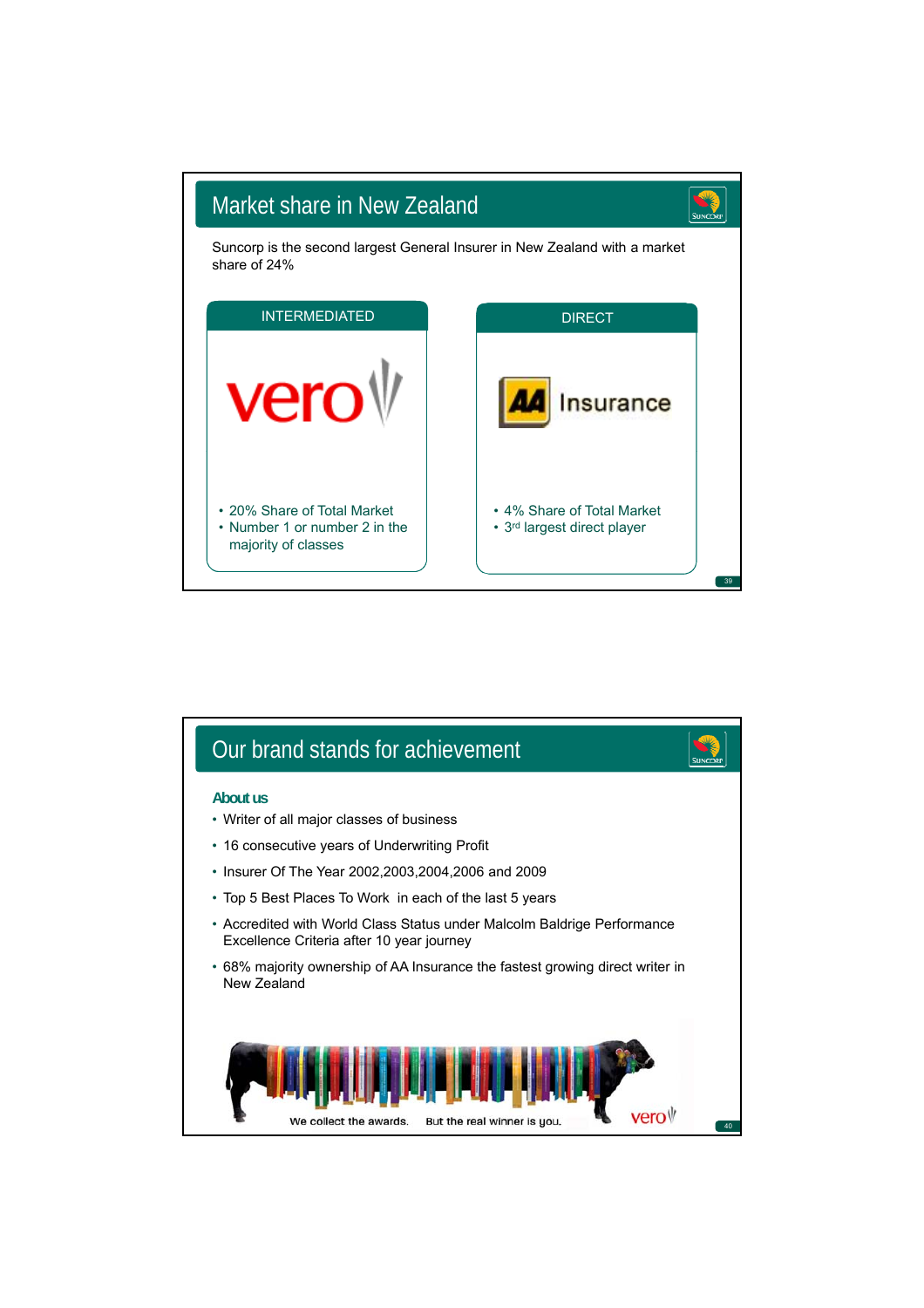# Market share in New Zealand

Suncorp is the second largest General Insurer in New Zealand with a market share of 24%

## INTERMEDIATED

vero

- 20% Share of Total Market
- Number 1 or number 2 in the majority of classes

## DIRECT

AA Insurance

- 4% Share of Total Market
- 3rd largest direct player

# Our brand stands for achievement

**About us**

- Writer of all major classes of business
- 16 consecutive years of Underwriting Profit
- Insurer Of The Year 2002,2003,2004,2006 and 2009
- Top 5 Best Places To Work in each of the last 5 years
- Accredited with World Class Status under Malcolm Baldrige Performance Excellence Criteria after 10 year journey
- 68% majority ownership of AA Insurance the fastest growing direct writer in New Zealand

We collect the awards. But the real winner is you. vero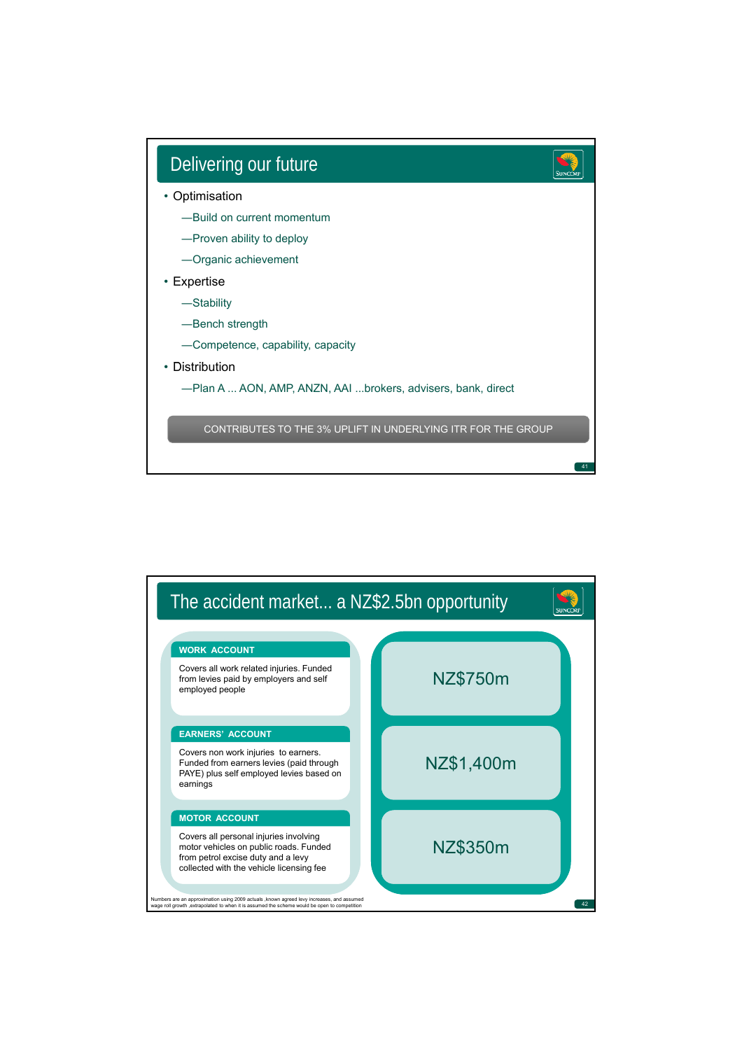# Delivering our future

- Optimisation
  - —Build on current momentum
  - —Proven ability to deploy
  - —Organic achievement
- Expertise
  - —Stability
  - —Bench strength
  - —Competence, capability, capacity
- Distribution
  - —Plan A ... AON, AMP, ANZN, AAI ...brokers, advisers, bank, direct

CONTRIBUTES TO THE 3% UPLIFT IN UNDERLYING ITR FOR THE GROUP

# The accident market... a NZ$2.5bn opportunity

| Account | Description | Value |
|---|---|---|
| WORK ACCOUNT | Covers all work related injuries. Funded from levies paid by employers and self employed people | NZ$750m |
| EARNERS' ACCOUNT | Covers non work injuries to earners. Funded from earners levies (paid through PAYE) plus self employed levies based on earnings | NZ$1,400m |
| MOTOR ACCOUNT | Covers all personal injuries involving motor vehicles on public roads. Funded from petrol excise duty and a levy collected with the vehicle licensing fee | NZ$350m |

Numbers are an approximation using 2009 actuals ,known agreed levy increases, and assumed wage roll growth ,extrapolated to when it is assumed the scheme would be open to competition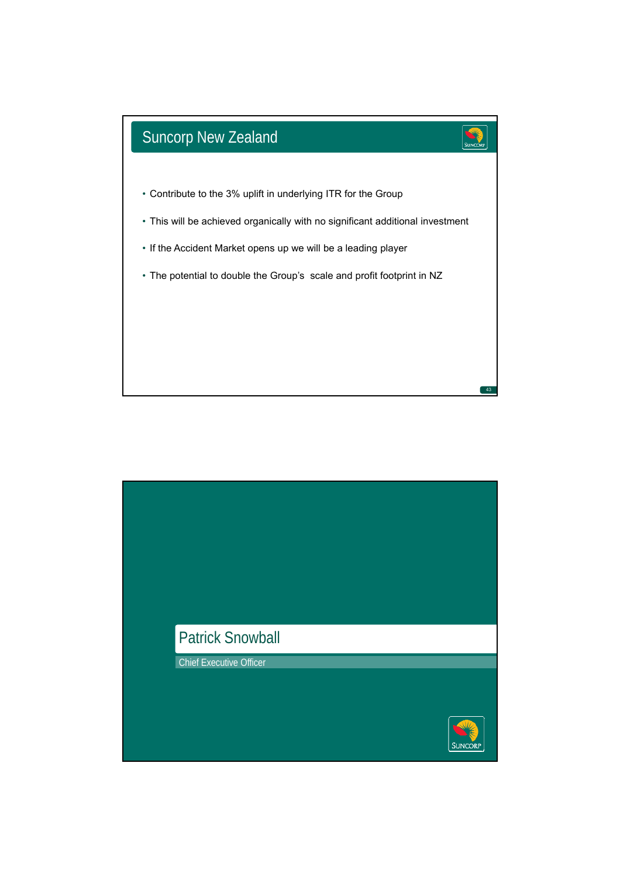## Suncorp New Zealand

- Contribute to the 3% uplift in underlying ITR for the Group
- This will be achieved organically with no significant additional investment
- If the Accident Market opens up we will be a leading player
- The potential to double the Group's scale and profit footprint in NZ

## Patrick Snowball

Chief Executive Officer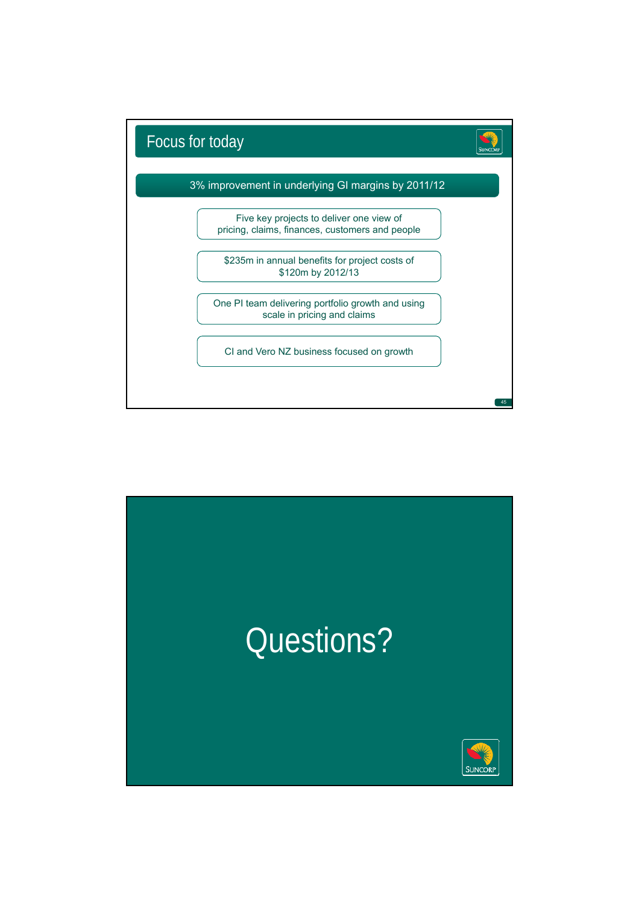# Focus for today

**3% improvement in underlying GI margins by 2011/12**

- Five key projects to deliver one view of pricing, claims, finances, customers and people
- $235m in annual benefits for project costs of $120m by 2012/13
- One PI team delivering portfolio growth and using scale in pricing and claims
- CI and Vero NZ business focused on growth

# Questions?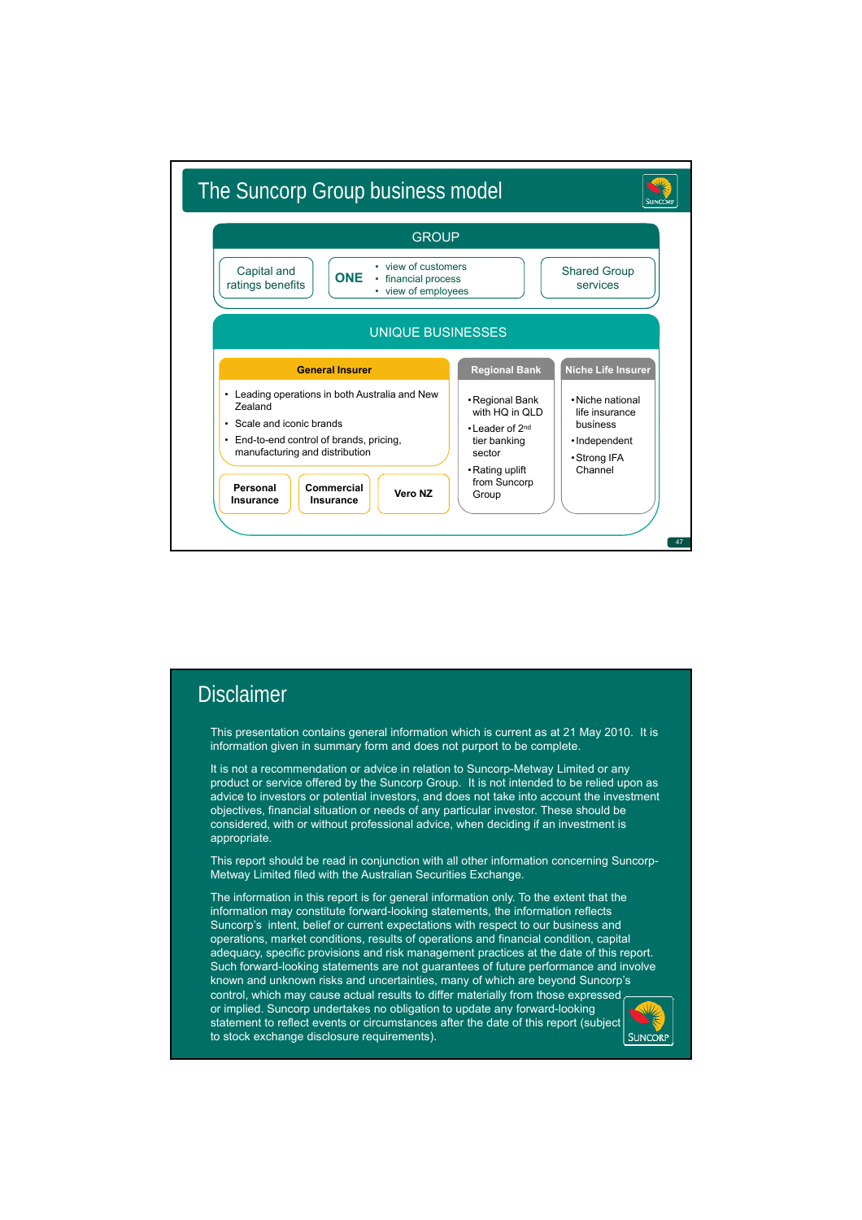# The Suncorp Group business model

## GROUP

- Capital and ratings benefits
- **ONE**
  - view of customers
  - financial process
  - view of employees
- Shared Group services

## UNIQUE BUSINESSES

### General Insurer

- Leading operations in both Australia and New Zealand
- Scale and iconic brands
- End-to-end control of brands, pricing, manufacturing and distribution

**Personal Insurance** | **Commercial Insurance** | **Vero NZ**

### Regional Bank

- Regional Bank with HQ in QLD
- Leader of 2nd tier banking sector
- Rating uplift from Suncorp Group

### Niche Life Insurer

- Niche national life insurance business
- Independent
- Strong IFA Channel

# Disclaimer

This presentation contains general information which is current as at 21 May 2010. It is information given in summary form and does not purport to be complete.

It is not a recommendation or advice in relation to Suncorp-Metway Limited or any product or service offered by the Suncorp Group. It is not intended to be relied upon as advice to investors or potential investors, and does not take into account the investment objectives, financial situation or needs of any particular investor. These should be considered, with or without professional advice, when deciding if an investment is appropriate.

This report should be read in conjunction with all other information concerning Suncorp-Metway Limited filed with the Australian Securities Exchange.

The information in this report is for general information only. To the extent that the information may constitute forward-looking statements, the information reflects Suncorp's intent, belief or current expectations with respect to our business and operations, market conditions, results of operations and financial condition, capital adequacy, specific provisions and risk management practices at the date of this report. Such forward-looking statements are not guarantees of future performance and involve known and unknown risks and uncertainties, many of which are beyond Suncorp's control, which may cause actual results to differ materially from those expressed or implied. Suncorp undertakes no obligation to update any forward-looking statement to reflect events or circumstances after the date of this report (subject to stock exchange disclosure requirements).